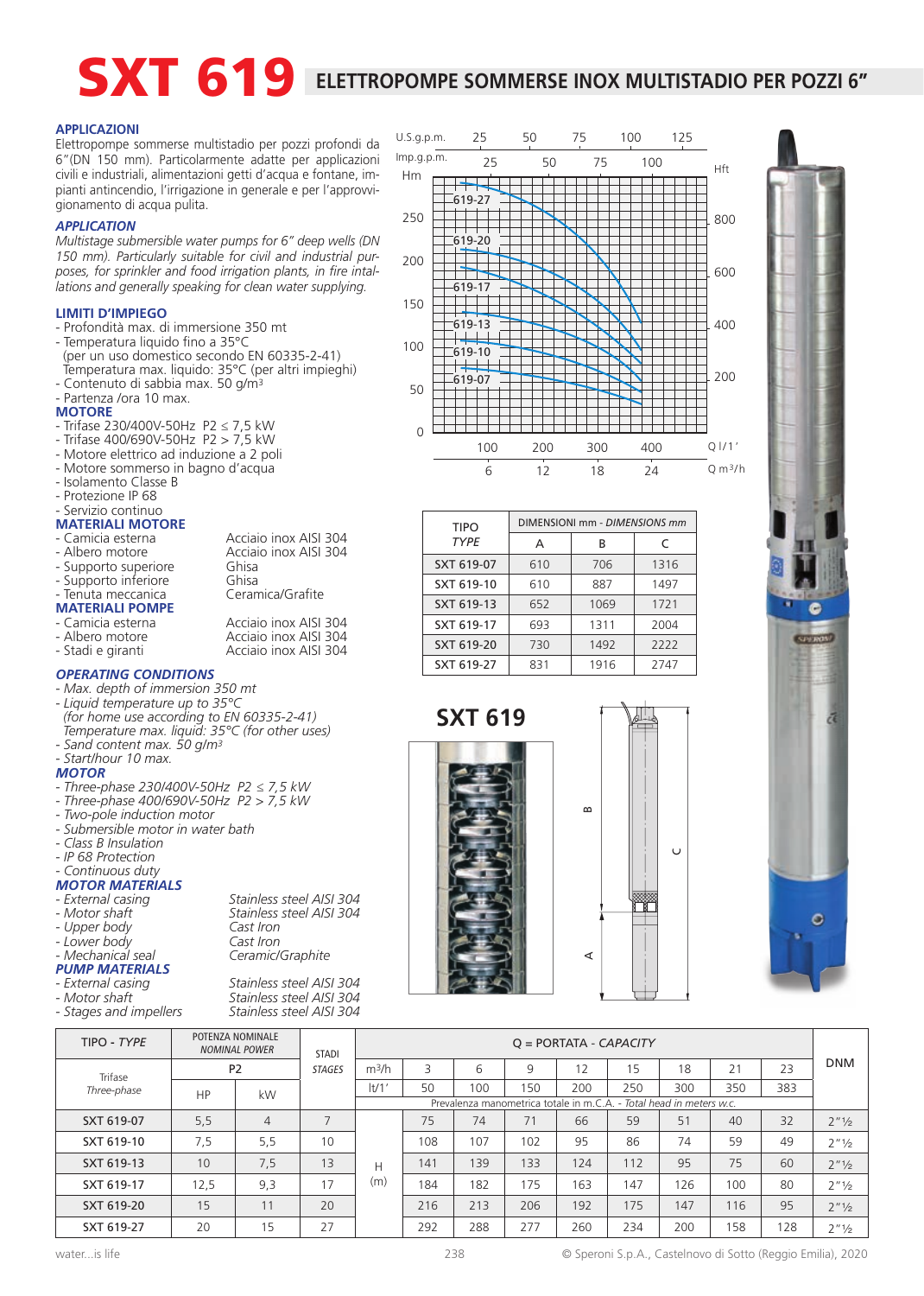# SXT 619 ELETTROPOMPE SOMMERSE INOX MULTISTADIO PER POZZI 6"

## APPLICAZIONI

Elettropompe sommerse multistadio per pozzi profondi da 6"(DN 150 mm). Particolarmente adatte per applicazioni civili e industriali, alimentazioni getti d'acqua e fontane, impianti antincendio, l'irrigazione in generale e per l'approvvigionamento di acqua pulita.

## *APPLICATION*

*Multistage submersible water pumps for 6" deep wells (DN 150 mm). Particularly suitable for civil and industrial purposes, for sprinkler and food irrigation plants, in fire intallations and generally speaking for clean water supplying.*

## LIMITI D'IMPIEGO

- Profondità max. di immersione 350 mt
- Temperatura liquido fino a 35°C
  (per un uso domestico secondo EN 60335-2-41)
  Temperatura max. liquido: 35°C (per altri impieghi)
- Contenuto di sabbia max. 50 g/m³
- Partenza /ora 10 max.

## MOTORE

- Trifase 230/400V-50Hz P2 ≤ 7,5 kW
- Trifase 400/690V-50Hz P2 > 7,5 kW
- Motore elettrico ad induzione a 2 poli
- Motore sommerso in bagno d'acqua
- Isolamento Classe B
- Protezione IP 68
- Servizio continuo

## MATERIALI MOTORE

- Camicia esterna — Acciaio inox AISI 304
- Albero motore — Acciaio inox AISI 304
- Supporto superiore — Ghisa
- Supporto inferiore — Ghisa
- Tenuta meccanica — Ceramica/Grafite

## MATERIALI POMPE

- Camicia esterna — Acciaio inox AISI 304
- Albero motore — Acciaio inox AISI 304
- Stadi e giranti — Acciaio inox AISI 304

## *OPERATING CONDITIONS*

- *Max. depth of immersion 350 mt*
- *Liquid temperature up to 35°C*
  *(for home use according to EN 60335-2-41)*
  *Temperature max. liquid: 35°C (for other uses)*
- *Sand content max. 50 g/m³*
- *Start/hour 10 max.*

## *MOTOR*

- *Three-phase 230/400V-50Hz P2 ≤ 7,5 kW*
- *Three-phase 400/690V-50Hz P2 > 7,5 kW*
- *Two-pole induction motor*
- *Submersible motor in water bath*
- *Class B Insulation*
- *IP 68 Protection*
- *Continuous duty*

## *MOTOR MATERIALS*

- *External casing — Stainless steel AISI 304*
- *Motor shaft — Stainless steel AISI 304*
- *Upper body — Cast Iron*
- *Lower body — Cast Iron*
- *Mechanical seal — Ceramic/Graphite*

## *PUMP MATERIALS*

- *External casing — Stainless steel AISI 304*
- *Motor shaft — Stainless steel AISI 304*
- *Stages and impellers — Stainless steel AISI 304*

| TIPO *TYPE* | DIMENSIONI mm - *DIMENSIONS mm* | | |
|---|---|---|---|
| | A | B | C |
| SXT 619-07 | 610 | 706 | 1316 |
| SXT 619-10 | 610 | 887 | 1497 |
| SXT 619-13 | 652 | 1069 | 1721 |
| SXT 619-17 | 693 | 1311 | 2004 |
| SXT 619-20 | 730 | 1492 | 2222 |
| SXT 619-27 | 831 | 1916 | 2747 |

## SXT 619

| TIPO - *TYPE* | POTENZA NOMINALE *NOMINAL POWER* | | STADI *STAGES* | | Q = PORTATA - *CAPACITY* | | | | | | | | DNM |
|---|---|---|---|---|---|---|---|---|---|---|---|---|---|
| Trifase *Three-phase* | P2 | | | m³/h | 3 | 6 | 9 | 12 | 15 | 18 | 21 | 23 | |
| | HP | kW | | lt/1' | 50 | 100 | 150 | 200 | 250 | 300 | 350 | 383 | |
| | | | | | Prevalenza manometrica totale in m.C.A. - *Total head in meters w.c.* | | | | | | | | |
| SXT 619-07 | 5,5 | 4 | 7 | H (m) | 75 | 74 | 71 | 66 | 59 | 51 | 40 | 32 | 2"½ |
| SXT 619-10 | 7,5 | 5,5 | 10 | | 108 | 107 | 102 | 95 | 86 | 74 | 59 | 49 | 2"½ |
| SXT 619-13 | 10 | 7,5 | 13 | | 141 | 139 | 133 | 124 | 112 | 95 | 75 | 60 | 2"½ |
| SXT 619-17 | 12,5 | 9,3 | 17 | | 184 | 182 | 175 | 163 | 147 | 126 | 100 | 80 | 2"½ |
| SXT 619-20 | 15 | 11 | 20 | | 216 | 213 | 206 | 192 | 175 | 147 | 116 | 95 | 2"½ |
| SXT 619-27 | 20 | 15 | 27 | | 292 | 288 | 277 | 260 | 234 | 200 | 158 | 128 | 2"½ |

water...is life

© Speroni S.p.A., Castelnovo di Sotto (Reggio Emilia), 2020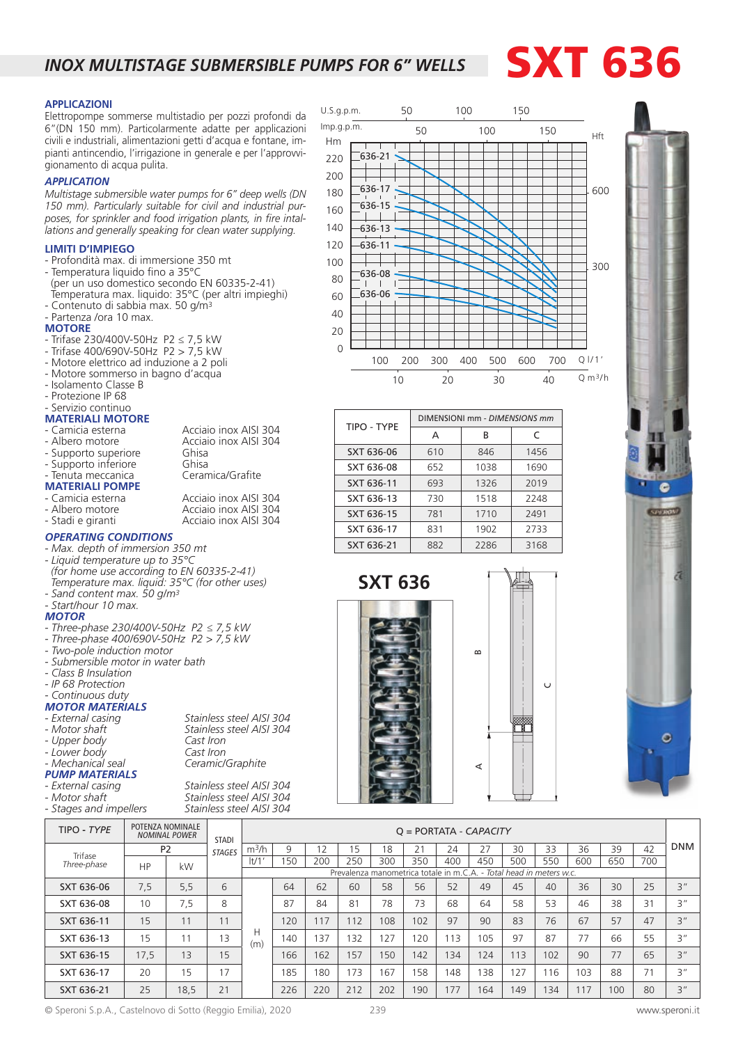## INOX MULTISTAGE SUBMERSIBLE PUMPS FOR 6" WELLS

# SXT 636

### APPLICAZIONI

Elettropompe sommerse multistadio per pozzi profondi da 6"(DN 150 mm). Particolarmente adatte per applicazioni civili e industriali, alimentazioni getti d'acqua e fontane, impianti antincendio, l'irrigazione in generale e per l'approvvigionamento di acqua pulita.

### *APPLICATION*

*Multistage submersible water pumps for 6" deep wells (DN 150 mm). Particularly suitable for civil and industrial purposes, for sprinkler and food irrigation plants, in fire intallations and generally speaking for clean water supplying.*

### LIMITI D'IMPIEGO

- Profondità max. di immersione 350 mt
- Temperatura liquido fino a 35°C (per un uso domestico secondo EN 60335-2-41) Temperatura max. liquido: 35°C (per altri impieghi)
- Contenuto di sabbia max. 50 g/m³
- Partenza /ora 10 max.

### MOTORE

- Trifase 230/400V-50Hz P2 ≤ 7,5 kW
- Trifase 400/690V-50Hz P2 > 7,5 kW
- Motore elettrico ad induzione a 2 poli
- Motore sommerso in bagno d'acqua
- Isolamento Classe B
- Protezione IP 68
- Servizio continuo

### MATERIALI MOTORE

- Camicia esterna — Acciaio inox AISI 304
- Albero motore — Acciaio inox AISI 304
- Supporto superiore — Ghisa
- Supporto inferiore — Ghisa
- Tenuta meccanica — Ceramica/Grafite

### MATERIALI POMPE

- Camicia esterna — Acciaio inox AISI 304
- Albero motore — Acciaio inox AISI 304
- Stadi e giranti — Acciaio inox AISI 304

### *OPERATING CONDITIONS*

- *Max. depth of immersion 350 mt*
- *Liquid temperature up to 35°C (for home use according to EN 60335-2-41) Temperature max. liquid: 35°C (for other uses)*
- *Sand content max. 50 g/m³*
- *Start/hour 10 max.*

### *MOTOR*

- *Three-phase 230/400V-50Hz P2 ≤ 7,5 kW*
- *Three-phase 400/690V-50Hz P2 > 7,5 kW*
- *Two-pole induction motor*
- *Submersible motor in water bath*
- *Class B Insulation*
- *IP 68 Protection*
- *Continuous duty*

### *MOTOR MATERIALS*

- *External casing* — *Stainless steel AISI 304*
- *Motor shaft* — *Stainless steel AISI 304*
- *Upper body* — *Cast Iron*
- *Lower body* — *Cast Iron*
- *Mechanical seal* — *Ceramic/Graphite*

### *PUMP MATERIALS*

- *External casing* — *Stainless steel AISI 304*
- *Motor shaft* — *Stainless steel AISI 304*
- *Stages and impellers* — *Stainless steel AISI 304*

U.S.g.p.m. 50 100 150
Imp.g.p.m. 50 100 150
Hm 220 200 180 160 140 120 100 80 60 40 20 0
Hft 600 300
636-21, 636-17, 636-15, 636-13, 636-11, 636-08, 636-06
Q l/1' 100 200 300 400 500 600 700
Q m³/h 10 20 30 40

| TIPO - TYPE | DIMENSIONI mm - *DIMENSIONS mm* | | |
|---|---|---|---|
| | A | B | C |
| SXT 636-06 | 610 | 846 | 1456 |
| SXT 636-08 | 652 | 1038 | 1690 |
| SXT 636-11 | 693 | 1326 | 2019 |
| SXT 636-13 | 730 | 1518 | 2248 |
| SXT 636-15 | 781 | 1710 | 2491 |
| SXT 636-17 | 831 | 1902 | 2733 |
| SXT 636-21 | 882 | 2286 | 3168 |

**SXT 636**

A B C

| TIPO - *TYPE* | POTENZA NOMINALE *NOMINAL POWER* P2 | | STADI *STAGES* | | Q = PORTATA - *CAPACITY* | | | | | | | | | | | | DNM |
|---|---|---|---|---|---|---|---|---|---|---|---|---|---|---|---|---|---|
| Trifase *Three-phase* | HP | kW | | m³/h | 9 | 12 | 15 | 18 | 21 | 24 | 27 | 30 | 33 | 36 | 39 | 42 | |
| | | | | lt/1' | 150 | 200 | 250 | 300 | 350 | 400 | 450 | 500 | 550 | 600 | 650 | 700 | |
| | | | | | Prevalenza manometrica totale in m.C.A. - *Total head in meters w.c.* | | | | | | | | | | | | |
| SXT 636-06 | 7,5 | 5,5 | 6 | H (m) | 64 | 62 | 60 | 58 | 56 | 52 | 49 | 45 | 40 | 36 | 30 | 25 | 3" |
| SXT 636-08 | 10 | 7,5 | 8 | | 87 | 84 | 81 | 78 | 73 | 68 | 64 | 58 | 53 | 46 | 38 | 31 | 3" |
| SXT 636-11 | 15 | 11 | 11 | | 120 | 117 | 112 | 108 | 102 | 97 | 90 | 83 | 76 | 67 | 57 | 47 | 3" |
| SXT 636-13 | 15 | 11 | 13 | | 140 | 137 | 132 | 127 | 120 | 113 | 105 | 97 | 87 | 77 | 66 | 55 | 3" |
| SXT 636-15 | 17,5 | 13 | 15 | | 166 | 162 | 157 | 150 | 142 | 134 | 124 | 113 | 102 | 90 | 77 | 65 | 3" |
| SXT 636-17 | 20 | 15 | 17 | | 185 | 180 | 173 | 167 | 158 | 148 | 138 | 127 | 116 | 103 | 88 | 71 | 3" |
| SXT 636-21 | 25 | 18,5 | 21 | | 226 | 220 | 212 | 202 | 190 | 177 | 164 | 149 | 134 | 117 | 100 | 80 | 3" |

© Speroni S.p.A., Castelnovo di Sotto (Reggio Emilia), 2020 — www.speroni.it